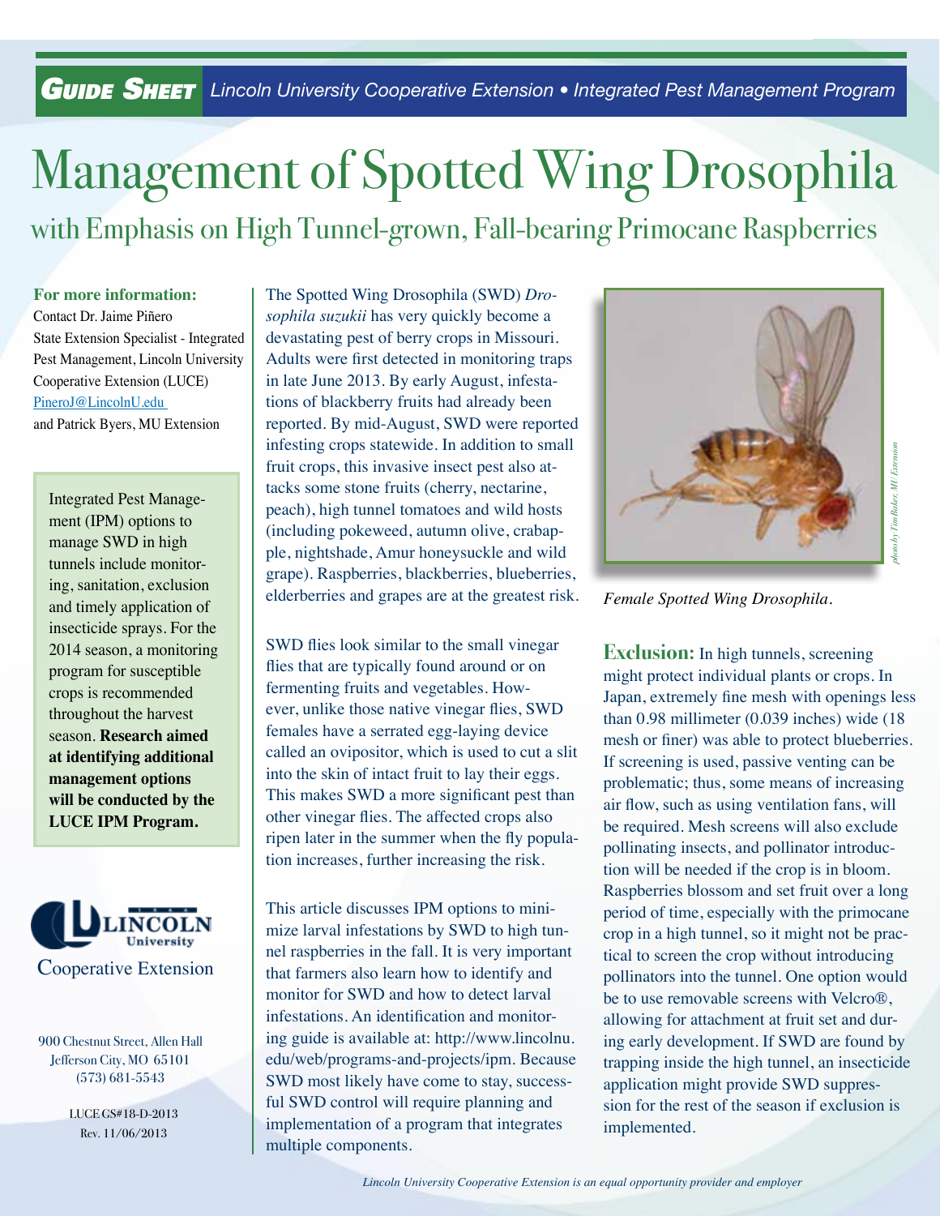**Guide Sheet** *Lincoln University Cooperative Extension • Integrated Pest Management Program*

# Management of Spotted Wing Drosophila

## with Emphasis on High Tunnel-grown, Fall-bearing Primocane Raspberries

**For more information:**
Contact Dr. Jaime Piñero
State Extension Specialist - Integrated Pest Management, Lincoln University Cooperative Extension (LUCE)
PineroJ@LincolnU.edu
and Patrick Byers, MU Extension

Integrated Pest Management (IPM) options to manage SWD in high tunnels include monitoring, sanitation, exclusion and timely application of insecticide sprays. For the 2014 season, a monitoring program for susceptible crops is recommended throughout the harvest season. **Research aimed at identifying additional management options will be conducted by the LUCE IPM Program.**

Lincoln University
Cooperative Extension

900 Chestnut Street, Allen Hall
Jefferson City, MO 65101
(573) 681-5543

LUCE GS#18-D-2013
Rev. 11/06/2013

The Spotted Wing Drosophila (SWD) *Drosophila suzukii* has very quickly become a devastating pest of berry crops in Missouri. Adults were first detected in monitoring traps in late June 2013. By early August, infestations of blackberry fruits had already been reported. By mid-August, SWD were reported infesting crops statewide. In addition to small fruit crops, this invasive insect pest also attacks some stone fruits (cherry, nectarine, peach), high tunnel tomatoes and wild hosts (including pokeweed, autumn olive, crabapple, nightshade, Amur honeysuckle and wild grape). Raspberries, blackberries, blueberries, elderberries and grapes are at the greatest risk.

SWD flies look similar to the small vinegar flies that are typically found around or on fermenting fruits and vegetables. However, unlike those native vinegar flies, SWD females have a serrated egg-laying device called an ovipositor, which is used to cut a slit into the skin of intact fruit to lay their eggs. This makes SWD a more significant pest than other vinegar flies. The affected crops also ripen later in the summer when the fly population increases, further increasing the risk.

This article discusses IPM options to minimize larval infestations by SWD to high tunnel raspberries in the fall. It is very important that farmers also learn how to identify and monitor for SWD and how to detect larval infestations. An identification and monitoring guide is available at: http://www.lincolnu.edu/web/programs-and-projects/ipm. Because SWD most likely have come to stay, successful SWD control will require planning and implementation of a program that integrates multiple components.

*photo by Tim Baker, MU Extension*

*Female Spotted Wing Drosophila.*

**Exclusion:** In high tunnels, screening might protect individual plants or crops. In Japan, extremely fine mesh with openings less than 0.98 millimeter (0.039 inches) wide (18 mesh or finer) was able to protect blueberries. If screening is used, passive venting can be problematic; thus, some means of increasing air flow, such as using ventilation fans, will be required. Mesh screens will also exclude pollinating insects, and pollinator introduction will be needed if the crop is in bloom. Raspberries blossom and set fruit over a long period of time, especially with the primocane crop in a high tunnel, so it might not be practical to screen the crop without introducing pollinators into the tunnel. One option would be to use removable screens with Velcro®, allowing for attachment at fruit set and during early development. If SWD are found by trapping inside the high tunnel, an insecticide application might provide SWD suppression for the rest of the season if exclusion is implemented.

*Lincoln University Cooperative Extension is an equal opportunity provider and employer*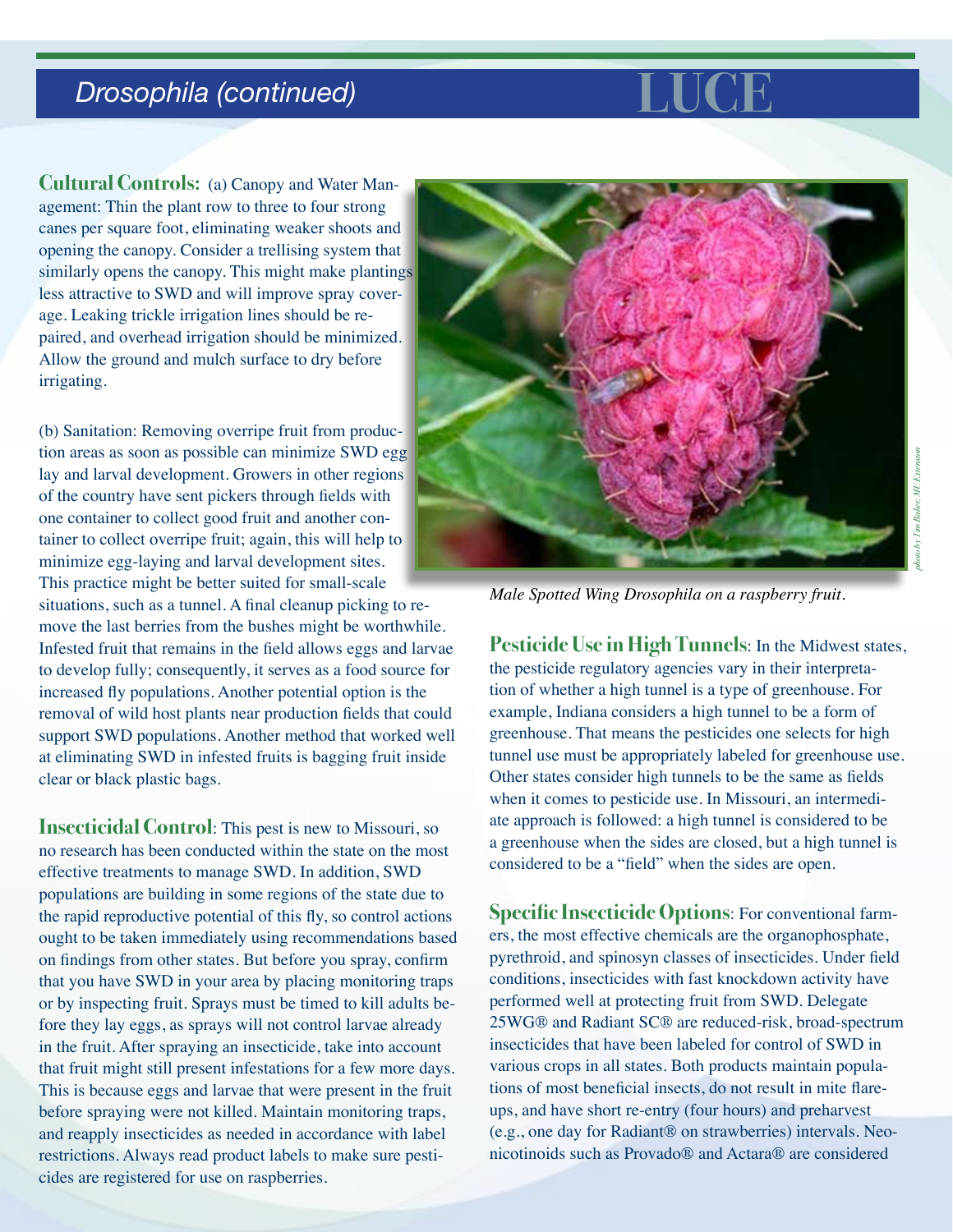## Drosophila (continued)

**Cultural Controls:** (a) Canopy and Water Management: Thin the plant row to three to four strong canes per square foot, eliminating weaker shoots and opening the canopy. Consider a trellising system that similarly opens the canopy. This might make plantings less attractive to SWD and will improve spray coverage. Leaking trickle irrigation lines should be repaired, and overhead irrigation should be minimized. Allow the ground and mulch surface to dry before irrigating.

(b) Sanitation: Removing overripe fruit from production areas as soon as possible can minimize SWD egg lay and larval development. Growers in other regions of the country have sent pickers through fields with one container to collect good fruit and another container to collect overripe fruit; again, this will help to minimize egg-laying and larval development sites. This practice might be better suited for small-scale situations, such as a tunnel. A final cleanup picking to remove the last berries from the bushes might be worthwhile. Infested fruit that remains in the field allows eggs and larvae to develop fully; consequently, it serves as a food source for increased fly populations. Another potential option is the removal of wild host plants near production fields that could support SWD populations. Another method that worked well at eliminating SWD in infested fruits is bagging fruit inside clear or black plastic bags.

**Insecticidal Control**: This pest is new to Missouri, so no research has been conducted within the state on the most effective treatments to manage SWD. In addition, SWD populations are building in some regions of the state due to the rapid reproductive potential of this fly, so control actions ought to be taken immediately using recommendations based on findings from other states. But before you spray, confirm that you have SWD in your area by placing monitoring traps or by inspecting fruit. Sprays must be timed to kill adults before they lay eggs, as sprays will not control larvae already in the fruit. After spraying an insecticide, take into account that fruit might still present infestations for a few more days. This is because eggs and larvae that were present in the fruit before spraying were not killed. Maintain monitoring traps, and reapply insecticides as needed in accordance with label restrictions. Always read product labels to make sure pesticides are registered for use on raspberries.

*Male Spotted Wing Drosophila on a raspberry fruit.*

*photo by Tim Baker, MU Extension*

**Pesticide Use in High Tunnels**: In the Midwest states, the pesticide regulatory agencies vary in their interpretation of whether a high tunnel is a type of greenhouse. For example, Indiana considers a high tunnel to be a form of greenhouse. That means the pesticides one selects for high tunnel use must be appropriately labeled for greenhouse use. Other states consider high tunnels to be the same as fields when it comes to pesticide use. In Missouri, an intermediate approach is followed: a high tunnel is considered to be a greenhouse when the sides are closed, but a high tunnel is considered to be a "field" when the sides are open.

**Specific Insecticide Options**: For conventional farmers, the most effective chemicals are the organophosphate, pyrethroid, and spinosyn classes of insecticides. Under field conditions, insecticides with fast knockdown activity have performed well at protecting fruit from SWD. Delegate 25WG® and Radiant SC® are reduced-risk, broad-spectrum insecticides that have been labeled for control of SWD in various crops in all states. Both products maintain populations of most beneficial insects, do not result in mite flare-ups, and have short re-entry (four hours) and preharvest (e.g., one day for Radiant® on strawberries) intervals. Neonicotinoids such as Provado® and Actara® are considered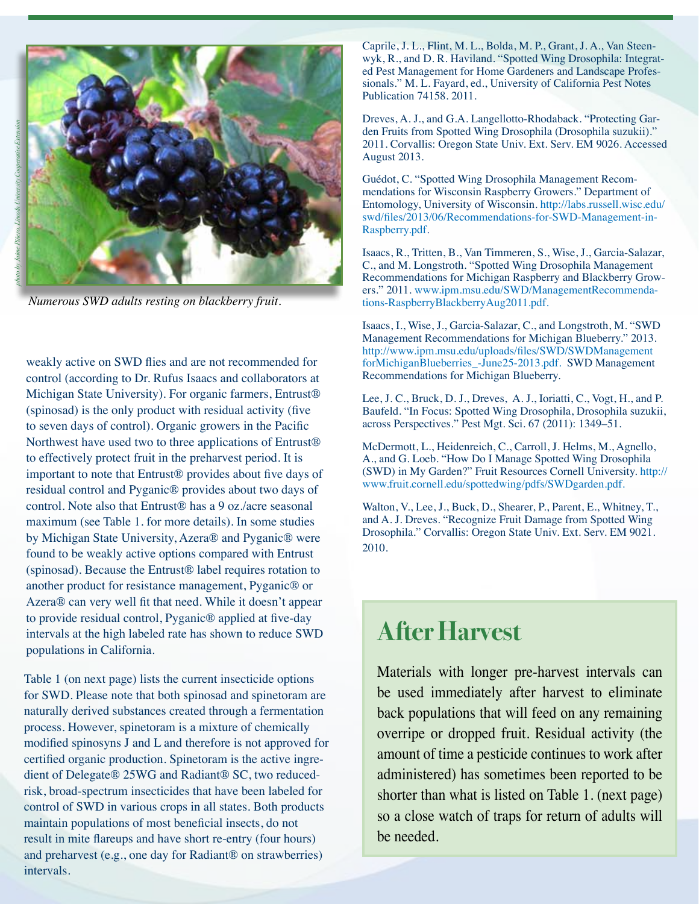Numerous SWD adults resting on blackberry fruit.

weakly active on SWD flies and are not recommended for control (according to Dr. Rufus Isaacs and collaborators at Michigan State University). For organic farmers, Entrust® (spinosad) is the only product with residual activity (five to seven days of control). Organic growers in the Pacific Northwest have used two to three applications of Entrust® to effectively protect fruit in the preharvest period. It is important to note that Entrust® provides about five days of residual control and Pyganic® provides about two days of control. Note also that Entrust® has a 9 oz./acre seasonal maximum (see Table 1. for more details). In some studies by Michigan State University, Azera® and Pyganic® were found to be weakly active options compared with Entrust (spinosad). Because the Entrust® label requires rotation to another product for resistance management, Pyganic® or Azera® can very well fit that need. While it doesn't appear to provide residual control, Pyganic® applied at five-day intervals at the high labeled rate has shown to reduce SWD populations in California.

Table 1 (on next page) lists the current insecticide options for SWD. Please note that both spinosad and spinetoram are naturally derived substances created through a fermentation process. However, spinetoram is a mixture of chemically modified spinosyns J and L and therefore is not approved for certified organic production. Spinetoram is the active ingredient of Delegate® 25WG and Radiant® SC, two reduced-risk, broad-spectrum insecticides that have been labeled for control of SWD in various crops in all states. Both products maintain populations of most beneficial insects, do not result in mite flareups and have short re-entry (four hours) and preharvest (e.g., one day for Radiant® on strawberries) intervals.

Caprile, J. L., Flint, M. L., Bolda, M. P., Grant, J. A., Van Steenwyk, R., and D. R. Haviland. "Spotted Wing Drosophila: Integrated Pest Management for Home Gardeners and Landscape Professionals." M. L. Fayard, ed., University of California Pest Notes Publication 74158. 2011.

Dreves, A. J., and G.A. Langellotto-Rhodaback. "Protecting Garden Fruits from Spotted Wing Drosophila (Drosophila suzukii)." 2011. Corvallis: Oregon State Univ. Ext. Serv. EM 9026. Accessed August 2013.

Guédot, C. "Spotted Wing Drosophila Management Recommendations for Wisconsin Raspberry Growers." Department of Entomology, University of Wisconsin. http://labs.russell.wisc.edu/swd/files/2013/06/Recommendations-for-SWD-Management-in-Raspberry.pdf.

Isaacs, R., Tritten, B., Van Timmeren, S., Wise, J., Garcia-Salazar, C., and M. Longstroth. "Spotted Wing Drosophila Management Recommendations for Michigan Raspberry and Blackberry Growers." 2011. www.ipm.msu.edu/SWD/ManagementRecommendations-RaspberryBlackberryAug2011.pdf.

Isaacs, I., Wise, J., Garcia-Salazar, C., and Longstroth, M. "SWD Management Recommendations for Michigan Blueberry." 2013. http://www.ipm.msu.edu/uploads/files/SWD/SWDManagement forMichiganBlueberries_-June25-2013.pdf. SWD Management Recommendations for Michigan Blueberry.

Lee, J. C., Bruck, D. J., Dreves, A. J., Ioriatti, C., Vogt, H., and P. Baufeld. "In Focus: Spotted Wing Drosophila, Drosophila suzukii, across Perspectives." Pest Mgt. Sci. 67 (2011): 1349–51.

McDermott, L., Heidenreich, C., Carroll, J. Helms, M., Agnello, A., and G. Loeb. "How Do I Manage Spotted Wing Drosophila (SWD) in My Garden?" Fruit Resources Cornell University. http://www.fruit.cornell.edu/spottedwing/pdfs/SWDgarden.pdf.

Walton, V., Lee, J., Buck, D., Shearer, P., Parent, E., Whitney, T., and A. J. Dreves. "Recognize Fruit Damage from Spotted Wing Drosophila." Corvallis: Oregon State Univ. Ext. Serv. EM 9021. 2010.

## After Harvest

Materials with longer pre-harvest intervals can be used immediately after harvest to eliminate back populations that will feed on any remaining overripe or dropped fruit. Residual activity (the amount of time a pesticide continues to work after administered) has sometimes been reported to be shorter than what is listed on Table 1. (next page) so a close watch of traps for return of adults will be needed.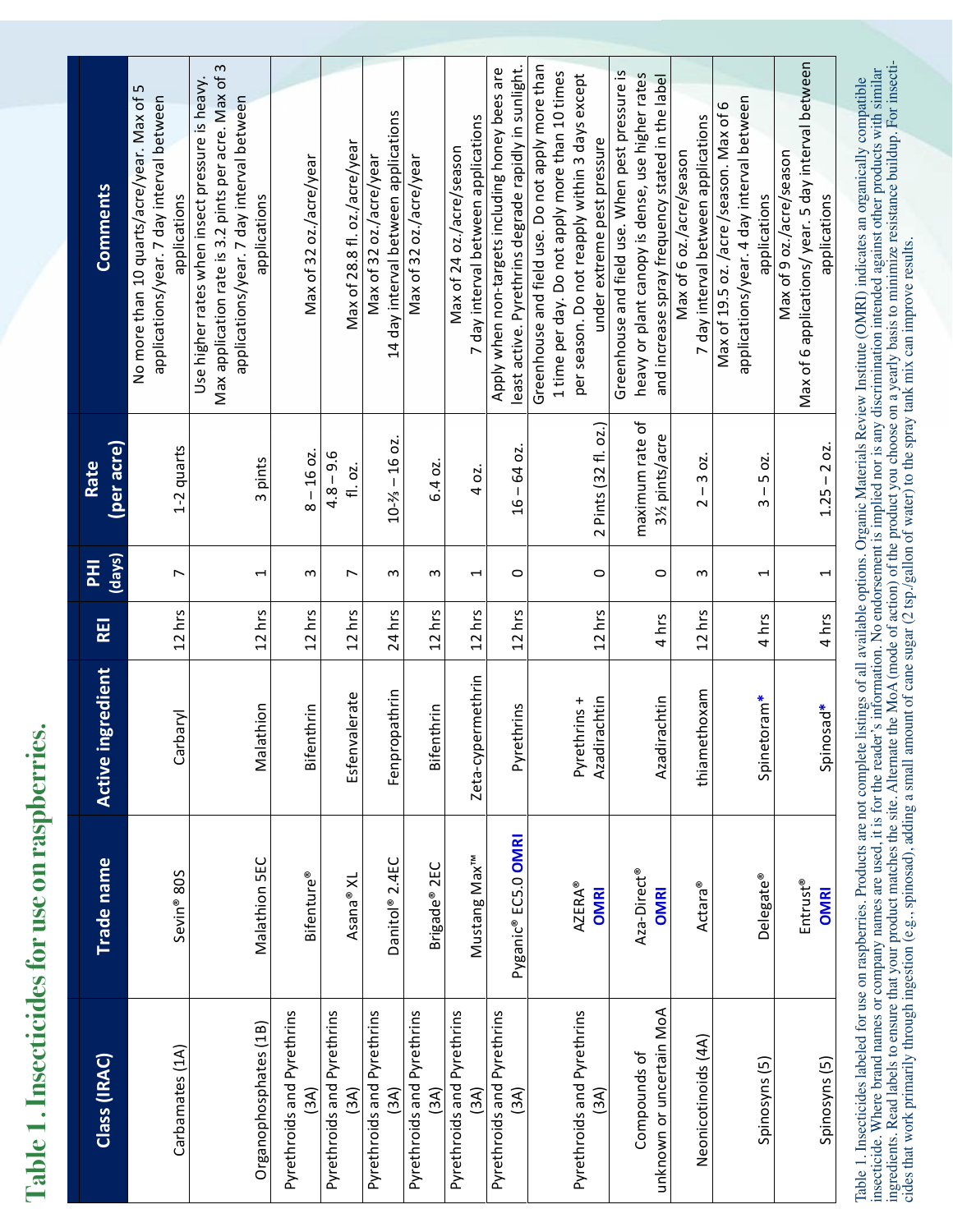# Table 1. Insecticides for use on raspberries.

| Class (IRAC) | Trade name | Active ingredient | REI | PHI (days) | Rate (per acre) | Comments |
|---|---|---|---|---|---|---|
| Carbamates (1A) | Sevin® 80S | Carbaryl | 12 hrs | 7 | 1-2 quarts | No more than 10 quarts/acre/year. Max of 5 applications/year. 7 day interval between applications |
| Organophosphates (1B) | Malathion 5EC | Malathion | 12 hrs | 1 | 3 pints | Use higher rates when insect pressure is heavy. Max application rate is 3.2 pints per acre. Max of 3 applications/year. 7 day interval between applications |
| Pyrethroids and Pyrethrins (3A) | Bifenture® | Bifenthrin | 12 hrs | 3 | 8 – 16 oz. | Max of 32 oz./acre/year |
| Pyrethroids and Pyrethrins (3A) | Asana® XL | Esfenvalerate | 12 hrs | 7 | 4.8 – 9.6 fl. oz. | Max of 28.8 fl. oz./acre/year |
| Pyrethroids and Pyrethrins (3A) | Danitol® 2.4EC | Fenpropathrin | 24 hrs | 3 | 10-⅔ – 16 oz. | Max of 32 oz./acre/year 14 day interval between applications |
| Pyrethroids and Pyrethrins (3A) | Brigade® 2EC | Bifenthrin | 12 hrs | 3 | 6.4 oz. | Max of 32 oz./acre/year |
| Pyrethroids and Pyrethrins (3A) | Mustang Max™ | Zeta-cypermethrin | 12 hrs | 1 | 4 oz. | Max of 24 oz./acre/season 7 day interval between applications |
| Pyrethroids and Pyrethrins (3A) | Pyganic® EC5.0 **OMRI** | Pyrethrins | 12 hrs | 0 | 16 – 64 oz. | Apply when non-targets including honey bees are least active. Pyrethrins degrade rapidly in sunlight. |
| Pyrethroids and Pyrethrins (3A) | AZERA® **OMRI** | Pyrethrins + Azadirachtin | 12 hrs | 0 | 2 Pints (32 fl. oz.) | Greenhouse and field use. Do not apply more than 1 time per day. Do not apply more than 10 times per season. Do not reapply within 3 days except under extreme pest pressure |
| Compounds of unknown or uncertain MoA | Aza-Direct® **OMRI** | Azadirachtin | 4 hrs | 0 | maximum rate of 3½ pints/acre | Greenhouse and field use. When pest pressure is heavy or plant canopy is dense, use higher rates and increase spray frequency stated in the label |
| Neonicotinoids (4A) | Actara® | thiamethoxam | 12 hrs | 3 | 2 – 3 oz. | Max of 6 oz./acre/season 7 day interval between applications |
| Spinosyns (5) | Delegate® | Spinetoram* | 4 hrs | 1 | 3 – 5 oz. | Max of 19.5 oz. /acre/season. Max of 6 applications/year. 4 day interval between applications |
| Spinosyns (5) | Entrust® **OMRI** | Spinosad* | 4 hrs | 1 | 1.25 – 2 oz. | Max of 9 oz./acre/season Max of 6 applications/ year. 5 day interval between applications |

Table 1. Insecticides labeled for use on raspberries. Products are not complete listings of all available options. Organic Materials Review Institute (OMRI) indicates an organically compatible insecticide. Where brand names or company names are used, it is for the reader's information. No endorsement is implied nor is any discrimination intended against other products with similar ingredients. Read labels to ensure that your product matches the site. Alternate the MoA (mode of action) of the product you choose on a yearly basis to minimize resistance buildup. For insecticides that work primarily through ingestion (e.g., spinosad), adding a small amount of cane sugar (2 tsp./gallon of water) to the spray tank mix can improve results.